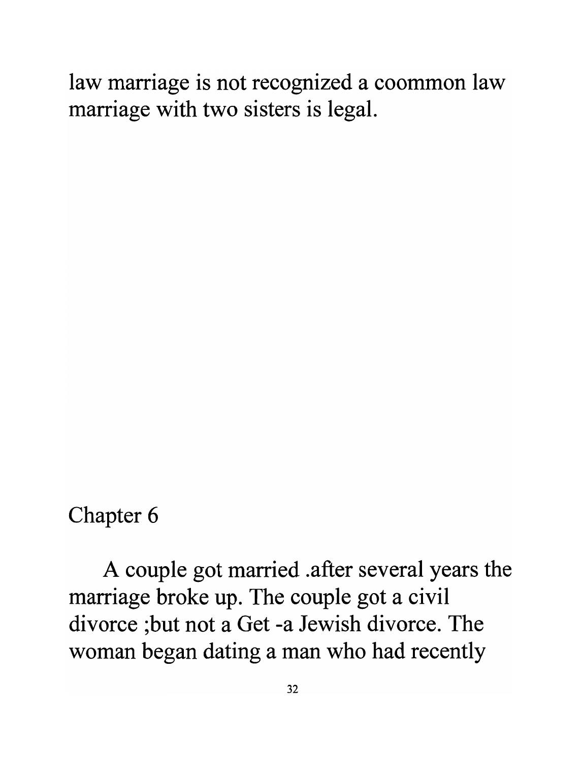law marriage is not recognized a coommon law marriage with two sisters is legal.

## Chapter 6

A couple got married .after several years the marriage broke up. The couple got a civil divorce ;but not a Get -a Jewish divorce. The woman began dating a man who had recently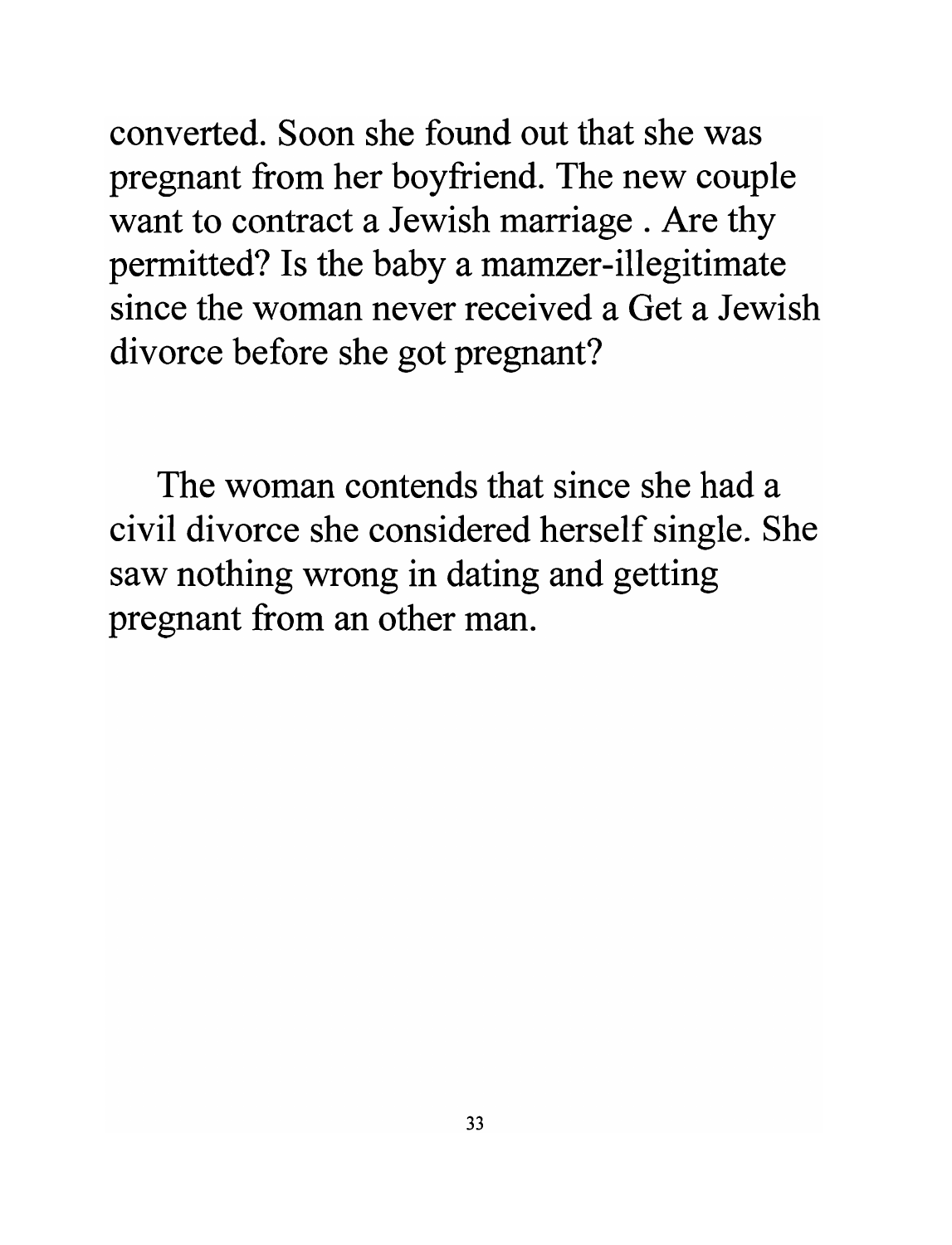converted. Soon she found out that she was pregnant from her boyfriend. The new couple want to contract a Jewish marriage . Are thy permitted? Is the baby a mamzer-illegitimate since the woman never received a Get a Jewish divorce before she got pregnant?

The woman contends that since she had a civil divorce she considered herself single. She saw nothing wrong in dating and getting pregnant from an other man.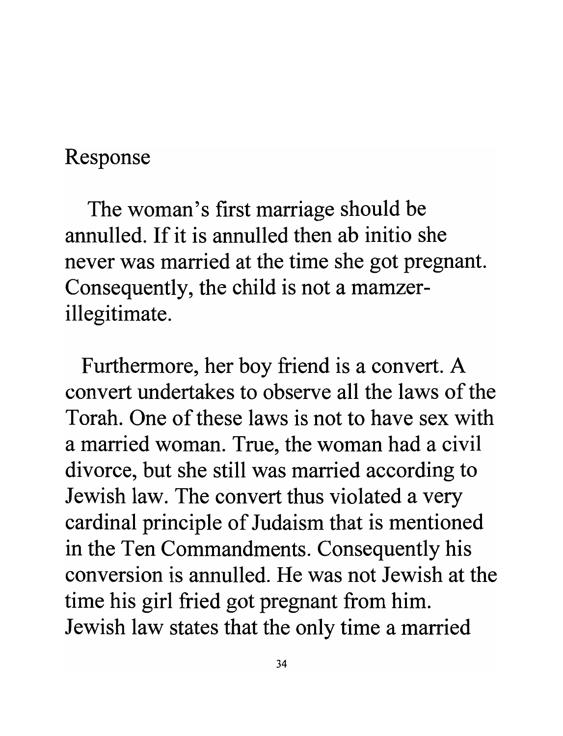Response

The woman's first marriage should be annulled. If it is annulled then ab initio she never was married at the time she got pregnant. Consequently, the child is not a mamzer-illegitimate.

Furthermore, her boy friend is a convert. A convert undertakes to observe all the laws of the Torah. One of these laws is not to have sex with a married woman. True, the woman had a civil divorce, but she still was married according to Jewish law. The convert thus violated a very cardinal principle of Judaism that is mentioned in the Ten Commandments. Consequently his conversion is annulled. He was not Jewish at the time his girl fried got pregnant from him. Jewish law states that the only time a married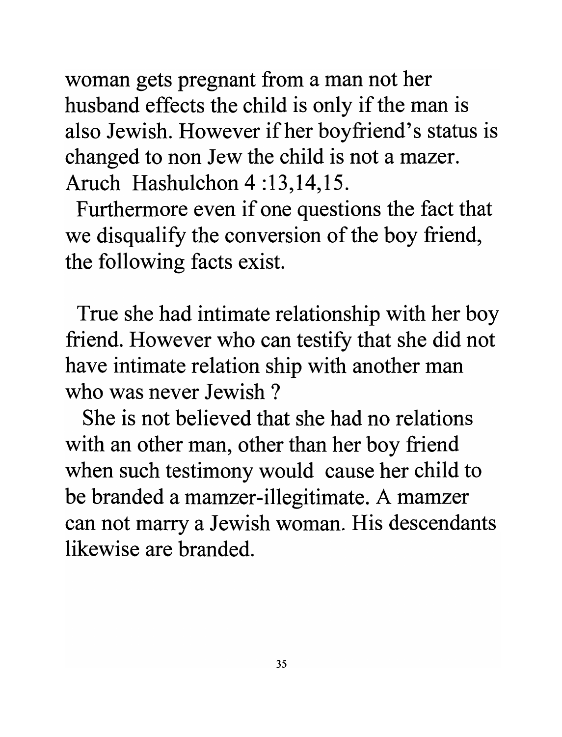woman gets pregnant from a man not her husband effects the child is only if the man is also Jewish. However if her boyfriend's status is changed to non Jew the child is not a mazer. Aruch Hashulchon 4 :13,14,15.

Furthermore even if one questions the fact that we disqualify the conversion of the boy friend, the following facts exist.

True she had intimate relationship with her boy friend. However who can testify that she did not have intimate relation ship with another man who was never Jewish ?

She is not believed that she had no relations with an other man, other than her boy friend when such testimony would cause her child to be branded a mamzer-illegitimate. A mamzer can not marry a Jewish woman. His descendants likewise are branded.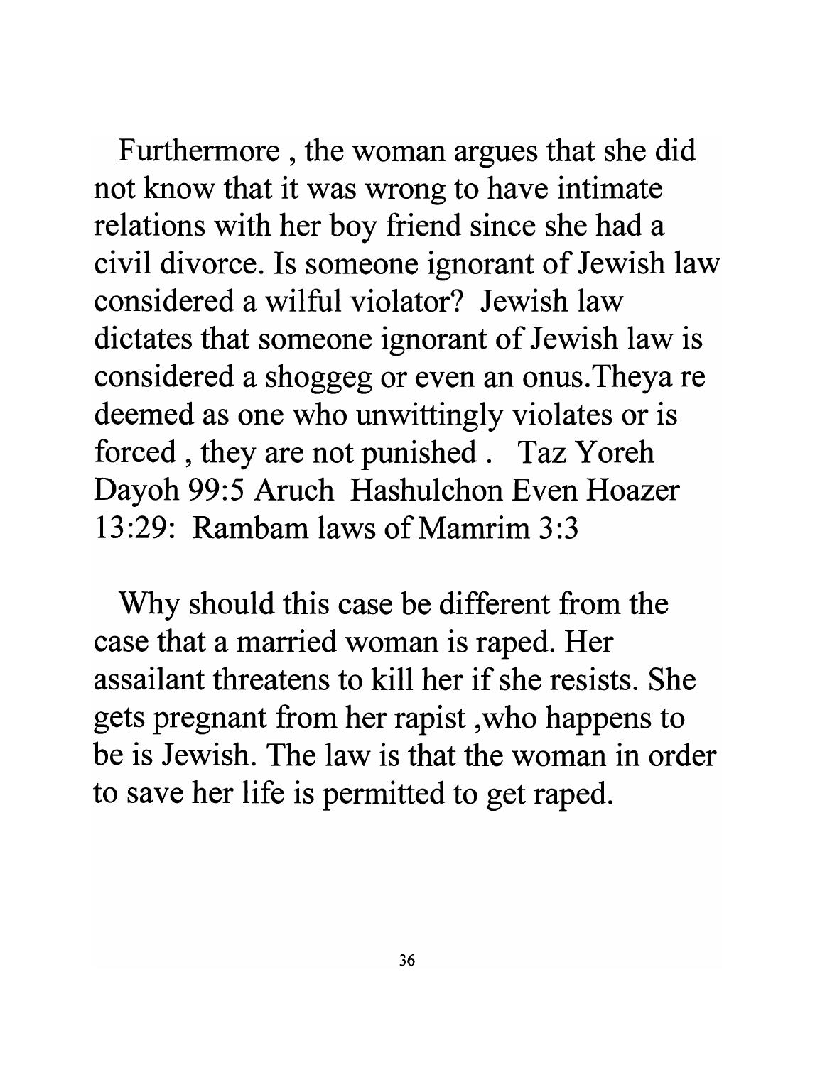Furthermore , the woman argues that she did not know that it was wrong to have intimate relations with her boy friend since she had a civil divorce. Is someone ignorant of Jewish law considered a wilful violator? Jewish law dictates that someone ignorant of Jewish law is considered a shoggeg or even an onus.Theya re deemed as one who unwittingly violates or is forced , they are not punished . Taz Yoreh Dayoh 99:5 Aruch Hashulchon Even Hoazer 13:29: Rambam laws of Mamrim 3:3

Why should this case be different from the case that a married woman is raped. Her assailant threatens to kill her if she resists. She gets pregnant from her rapist ,who happens to be is Jewish. The law is that the woman in order to save her life is permitted to get raped.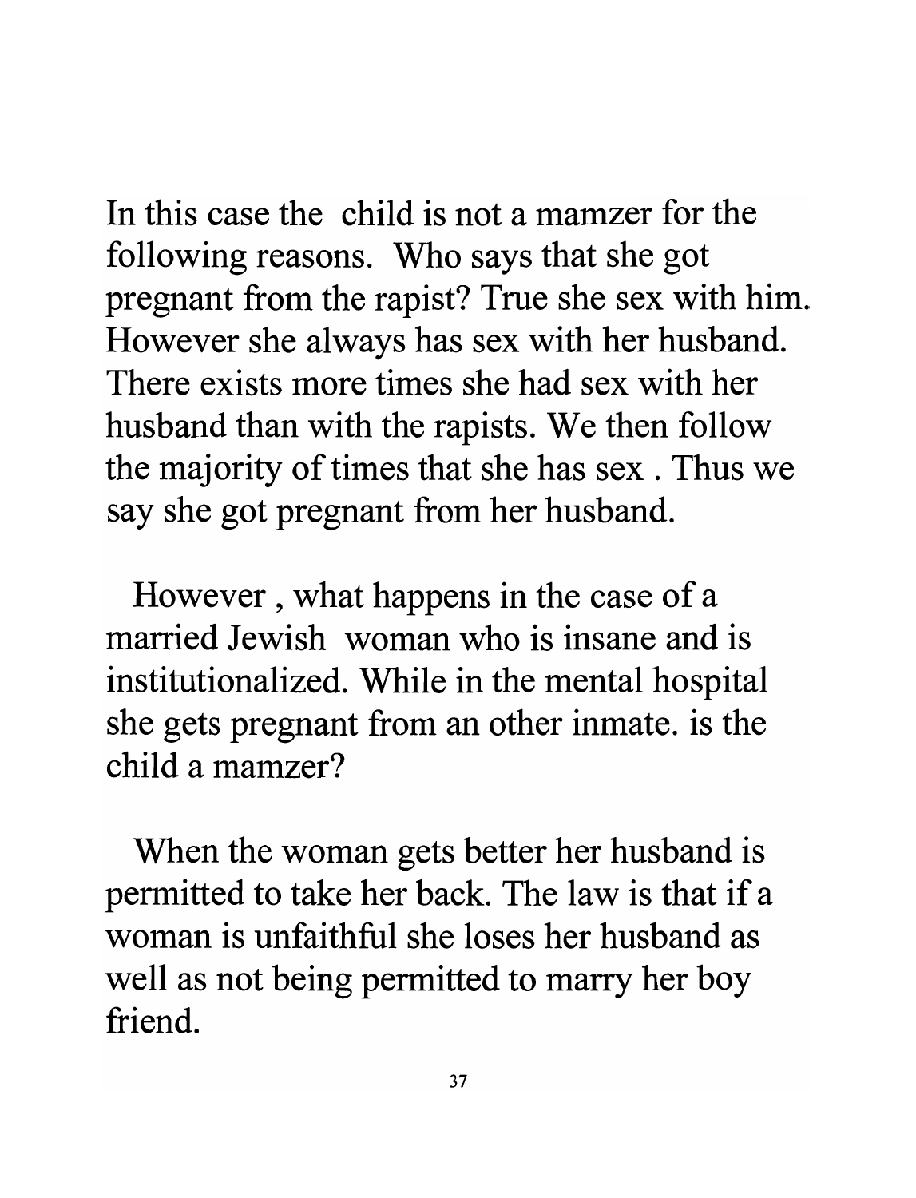In this case the child is not a mamzer for the following reasons. Who says that she got pregnant from the rapist? True she sex with him. However she always has sex with her husband. There exists more times she had sex with her husband than with the rapists. We then follow the majority of times that she has sex . Thus we say she got pregnant from her husband.

However , what happens in the case of a married Jewish woman who is insane and is institutionalized. While in the mental hospital she gets pregnant from an other inmate. is the child a mamzer?

When the woman gets better her husband is permitted to take her back. The law is that if a woman is unfaithful she loses her husband as well as not being permitted to marry her boy friend.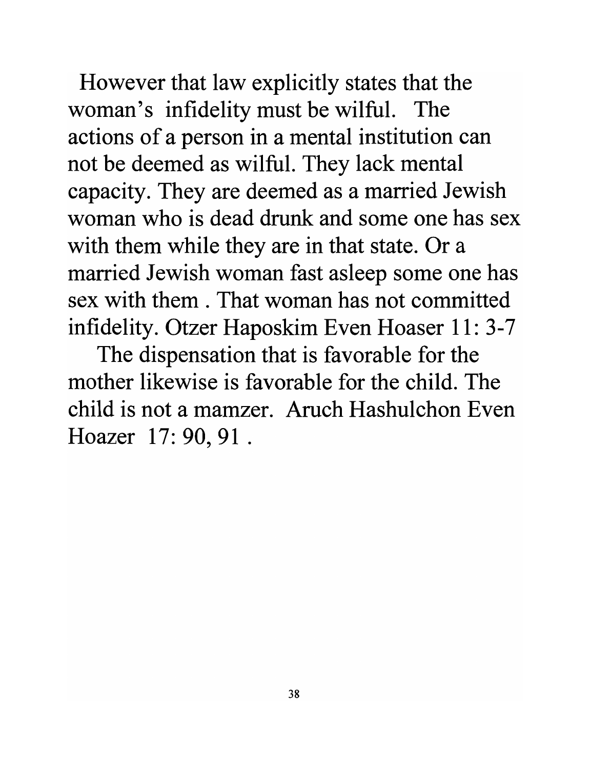However that law explicitly states that the woman's infidelity must be wilful. The actions of a person in a mental institution can not be deemed as wilful. They lack mental capacity. They are deemed as a married Jewish woman who is dead drunk and some one has sex with them while they are in that state. Or a married Jewish woman fast asleep some one has sex with them . That woman has not committed infidelity. Otzer Haposkim Even Hoaser 11: 3-7

The dispensation that is favorable for the mother likewise is favorable for the child. The child is not a mamzer. Aruch Hashulchon Even Hoazer 17: 90, 91 .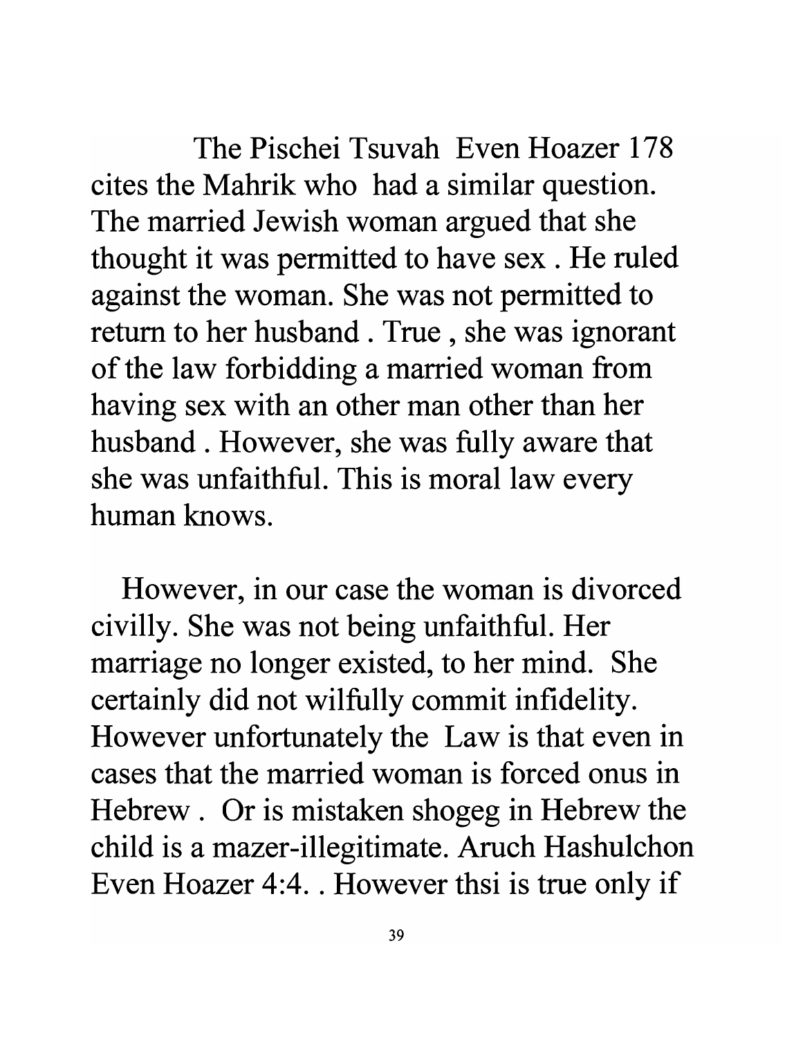The Pischei Tsuvah Even Hoazer 178 cites the Mahrik who had a similar question. The married Jewish woman argued that she thought it was permitted to have sex . He ruled against the woman. She was not permitted to return to her husband . True , she was ignorant of the law forbidding a married woman from having sex with an other man other than her husband . However, she was fully aware that she was unfaithful. This is moral law every human knows.

However, in our case the woman is divorced civilly. She was not being unfaithful. Her marriage no longer existed, to her mind. She certainly did not wilfully commit infidelity. However unfortunately the Law is that even in cases that the married woman is forced onus in Hebrew . Or is mistaken shogeg in Hebrew the child is a mazer-illegitimate. Aruch Hashulchon Even Hoazer 4:4. . However thsi is true only if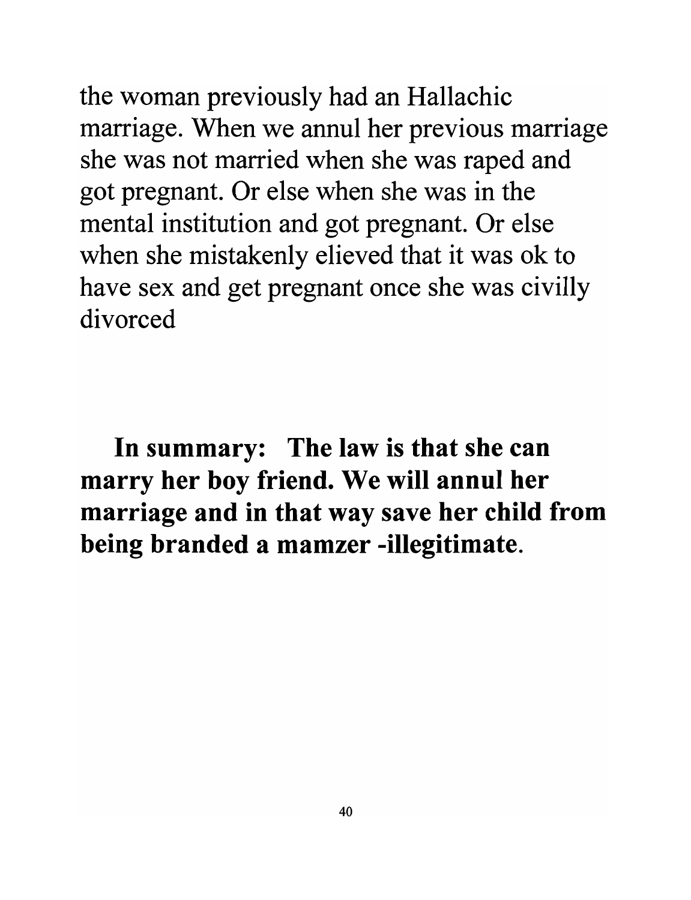the woman previously had an Hallachic marriage. When we annul her previous marriage she was not married when she was raped and got pregnant. Or else when she was in the mental institution and got pregnant. Or else when she mistakenly elieved that it was ok to have sex and get pregnant once she was civilly divorced

**In summary: The law is that she can marry her boy friend. We will annul her marriage and in that way save her child from being branded a mamzer -illegitimate.**